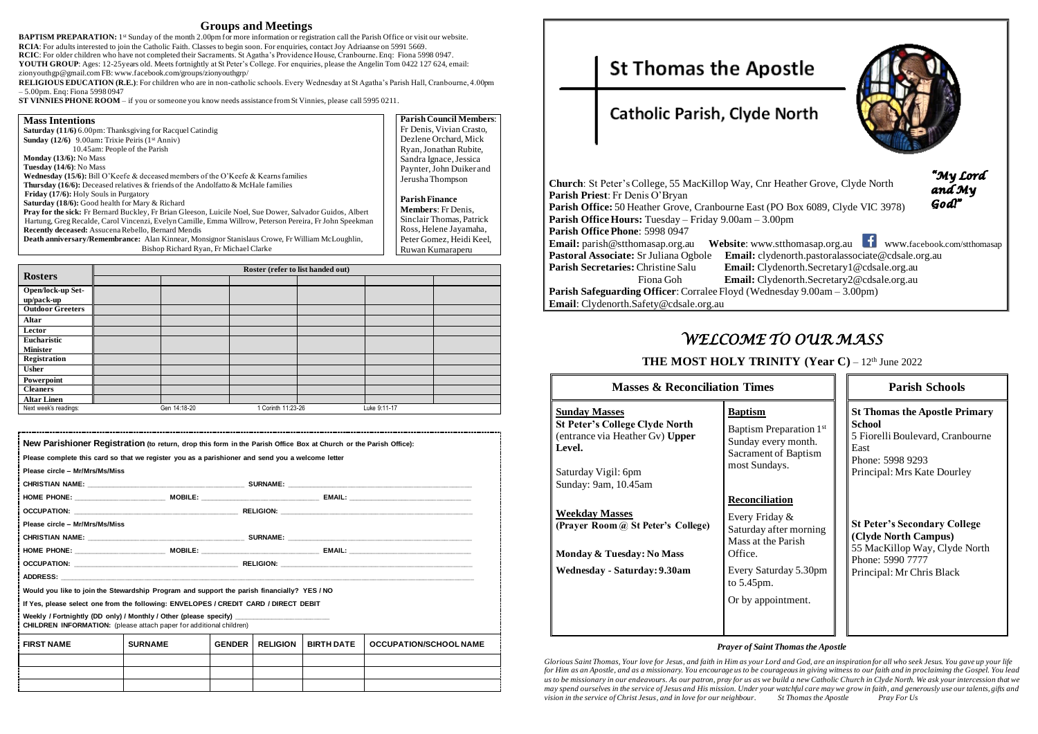## Groups and Meetings

**BAPTISM PREPARATION:** 1st Sunday of the month 2.00pm for more information or registration call the Parish Office or visit our website.
**RCIA**: For adults interested to join the Catholic Faith. Classes to begin soon. For enquiries, contact Joy Adriaanse on 5991 5669.
**RCIC**: For older children who have not completed their Sacraments. St Agatha's Providence House, Cranbourne. Enq: Fiona 5998 0947.
**YOUTH GROUP**: Ages: 12-25years old. Meets fortnightly at St Peter's College. For enquiries, please the Angelin Tom 0422 127 624, email: zionyouthgp@gmail.com FB: www.facebook.com/groups/zionyouthgrp/
**RELIGIOUS EDUCATION (R.E.)**: For children who are in non-catholic schools. Every Wednesday at St Agatha's Parish Hall, Cranbourne, 4.00pm – 5.00pm. Enq: Fiona 5998 0947
**ST VINNIES PHONE ROOM** – if you or someone you know needs assistance from St Vinnies, please call 5995 0211.

### Mass Intentions

**Saturday (11/6)** 6.00pm: Thanksgiving for Racquel Catindig
**Sunday (12/6)** 9.00am**:** Trixie Peiris (1st Anniv)
10.45am: People of the Parish
**Monday (13/6):** No Mass
**Tuesday (14/6)**: No Mass
**Wednesday (15/6):** Bill O'Keefe & deceased members of the O'Keefe & Kearns families
**Thursday (16/6):** Deceased relatives & friends of the Andolfatto & McHale families
**Friday (17/6):** Holy Souls in Purgatory
**Saturday (18/6):** Good health for Mary & Richard
**Pray for the sick:** Fr Bernard Buckley, Fr Brian Gleeson, Luicile Noel, Sue Dower, Salvador Guidos, Albert Hartung, Greg Recalde, Carol Vincenzi, Evelyn Camille, Emma Willrow, Peterson Pereira, Fr John Speekman
**Recently deceased:** Assucena Rebello, Bernard Mendis
**Death anniversary/Remembrance:** Alan Kinnear, Monsignor Stanislaus Crowe, Fr William McLoughlin, Bishop Richard Ryan, Fr Michael Clarke

**Parish Council Members**: Fr Denis, Vivian Crasto, Dezlene Orchard, Mick Ryan, Jonathan Rubite, Sandra Ignace, Jessica Paynter, John Duiker and Jerusha Thompson

**Parish Finance Members**: Fr Denis, Sinclair Thomas, Patrick Ross, Helene Jayamaha, Peter Gomez, Heidi Keel, Ruwan Kumaraperu

| Rosters | Roster (refer to list handed out) | | | | | |
|---|---|---|---|---|---|---|
| Open/lock-up Set-up/pack-up | | | | | | |
| Outdoor Greeters | | | | | | |
| Altar | | | | | | |
| Lector | | | | | | |
| Eucharistic Minister | | | | | | |
| Registration | | | | | | |
| Usher | | | | | | |
| Powerpoint | | | | | | |
| Cleaners | | | | | | |
| Altar Linen | | | | | | |
| Next week's readings: | Gen 14:18-20 | | 1 Corinth 11:23-26 | | Luke 9:11-17 | |

**New Parishioner Registration (to return, drop this form in the Parish Office Box at Church or the Parish Office):**

**Please complete this card so that we register you as a parishioner and send you a welcome letter**

**Please circle – Mr/Mrs/Ms/Miss**

**CHRISTIAN NAME:** ______________ **SURNAME:** ______________

**HOME PHONE:** ______________ **MOBILE:** ______________ **EMAIL:** ______________

**OCCUPATION:** ______________ **RELIGION:** ______________

**Please circle – Mr/Mrs/Ms/Miss**

**CHRISTIAN NAME:** ______________ **SURNAME:** ______________

**HOME PHONE:** ______________ **MOBILE:** ______________ **EMAIL:** ______________

**OCCUPATION:** ______________ **RELIGION:** ______________

**ADDRESS:** ______________

**Would you like to join the Stewardship Program and support the parish financially? YES / NO**

**If Yes, please select one from the following: ENVELOPES / CREDIT CARD / DIRECT DEBIT**

**Weekly / Fortnightly (DD only) / Monthly / Other (please specify)** ______________
**CHILDREN INFORMATION:** (please attach paper for additional children)

| FIRST NAME | SURNAME | GENDER | RELIGION | BIRTH DATE | OCCUPATION/SCHOOL NAME |
|---|---|---|---|---|---|
| | | | | | |
| | | | | | |
| | | | | | |

# St Thomas the Apostle

## Catholic Parish, Clyde North

*"My Lord and My God!"*

**Church**: St Peter's College, 55 MacKillop Way, Cnr Heather Grove, Clyde North
**Parish Priest**: Fr Denis O'Bryan
**Parish Office:** 50 Heather Grove, Cranbourne East (PO Box 6089, Clyde VIC 3978)
**Parish Office Hours:** Tuesday – Friday 9.00am – 3.00pm
**Parish Office Phone**: 5998 0947
**Email:** parish@stthomasap.org.au **Website**: www.stthomasap.org.au www.facebook.com/stthomasap
**Pastoral Associate:** Sr Juliana Ogbole **Email:** clydenorth.pastoralassociate@cdsale.org.au
**Parish Secretaries:** Christine Salu **Email:** Clydenorth.Secretary1@cdsale.org.au
Fiona Goh **Email:** Clydenorth.Secretary2@cdsale.org.au
**Parish Safeguarding Officer**: Corralee Floyd (Wednesday 9.00am – 3.00pm)
**Email**: Clydenorth.Safety@cdsale.org.au

# *WELCOME TO OUR MASS*

**THE MOST HOLY TRINITY (Year C)** – 12th June 2022

### Masses & Reconciliation Times

**Sunday Masses**
**St Peter's College Clyde North** (entrance via Heather Gv) **Upper Level.**

Saturday Vigil: 6pm
Sunday: 9am, 10.45am

**Weekday Masses**
**(Prayer Room @ St Peter's College)**

**Monday & Tuesday: No Mass**

**Wednesday - Saturday: 9.30am**

**Baptism**

Baptism Preparation 1st Sunday every month.
Sacrament of Baptism most Sundays.

**Reconciliation**

Every Friday & Saturday after morning Mass at the Parish Office.

Every Saturday 5.30pm to 5.45pm.

Or by appointment.

### Parish Schools

**St Thomas the Apostle Primary School**
5 Fiorelli Boulevard, Cranbourne East
Phone: 5998 9293
Principal: Mrs Kate Dourley

**St Peter's Secondary College (Clyde North Campus)**
55 MacKillop Way, Clyde North
Phone: 5990 7777
Principal: Mr Chris Black

#### *Prayer of Saint Thomas the Apostle*

*Glorious Saint Thomas, Your love for Jesus, and faith in Him as your Lord and God, are an inspiration for all who seek Jesus. You gave up your life for Him as an Apostle, and as a missionary. You encourage us to be courageous in giving witness to our faith and in proclaiming the Gospel. You lead us to be missionary in our endeavours. As our patron, pray for us as we build a new Catholic Church in Clyde North. We ask your intercession that we may spend ourselves in the service of Jesus and His mission. Under your watchful care may we grow in faith, and generously use our talents, gifts and vision in the service of Christ Jesus, and in love for our neighbour. St Thomas the Apostle Pray For Us*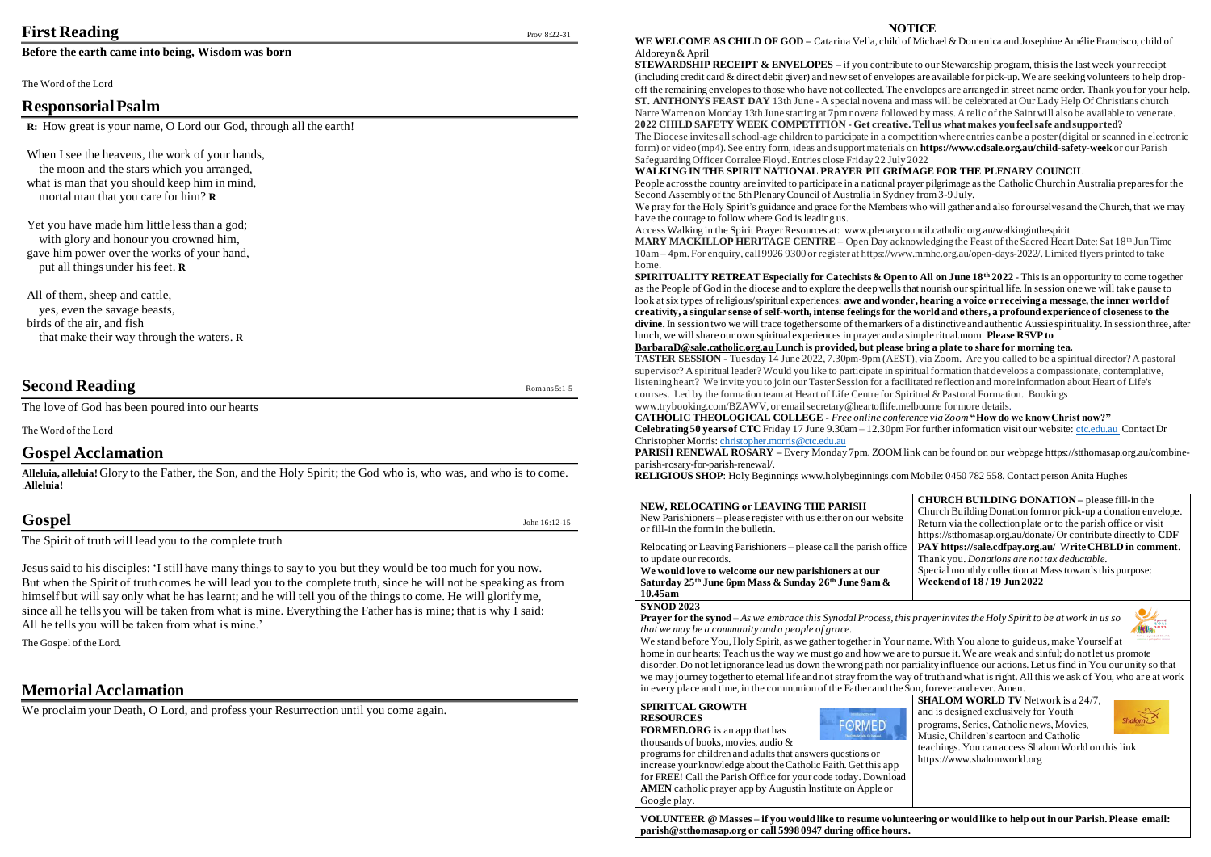## First Reading

Prov 8:22-31

**Before the earth came into being, Wisdom was born**

The Word of the Lord

## Responsorial Psalm

**R:** How great is your name, O Lord our God, through all the earth!

When I see the heavens, the work of your hands,
the moon and the stars which you arranged,
what is man that you should keep him in mind,
mortal man that you care for him? **R**

Yet you have made him little less than a god;
with glory and honour you crowned him,
gave him power over the works of your hand,
put all things under his feet. **R**

All of them, sheep and cattle,
yes, even the savage beasts,
birds of the air, and fish
that make their way through the waters. **R**

## Second Reading

Romans 5:1-5

The love of God has been poured into our hearts

The Word of the Lord

## Gospel Acclamation

**Alleluia, alleluia!** Glory to the Father, the Son, and the Holy Spirit; the God who is, who was, and who is to come. .**Alleluia!**

## Gospel

John 16:12-15

The Spirit of truth will lead you to the complete truth

Jesus said to his disciples: 'I still have many things to say to you but they would be too much for you now. But when the Spirit of truth comes he will lead you to the complete truth, since he will not be speaking as from himself but will say only what he has learnt; and he will tell you of the things to come. He will glorify me, since all he tells you will be taken from what is mine. Everything the Father has is mine; that is why I said: All he tells you will be taken from what is mine.'

The Gospel of the Lord.

## Memorial Acclamation

We proclaim your Death, O Lord, and profess your Resurrection until you come again.

## NOTICE

**WE WELCOME AS CHILD OF GOD –** Catarina Vella, child of Michael & Domenica and Josephine Amélie Francisco, child of Aldoreyn & April

**STEWARDSHIP RECEIPT & ENVELOPES –** if you contribute to our Stewardship program, this is the last week your receipt (including credit card & direct debit giver) and new set of envelopes are available for pick-up. We are seeking volunteers to help drop-off the remaining envelopes to those who have not collected. The envelopes are arranged in street name order. Thank you for your help.

**ST. ANTHONYS FEAST DAY** 13th June - A special novena and mass will be celebrated at Our Lady Help Of Christians church Narre Warren on Monday 13th June starting at 7pm novena followed by mass. A relic of the Saint will also be available to venerate.

**2022 CHILD SAFETY WEEK COMPETITION - Get creative. Tell us what makes you feel safe and supported?**
The Diocese invites all school-age children to participate in a competition where entries can be a poster (digital or scanned in electronic form) or video (mp4). See entry form, ideas and support materials on **https://www.cdsale.org.au/child-safety-week** or our Parish Safeguarding Officer Corralee Floyd. Entries close Friday 22 July 2022

**WALKING IN THE SPIRIT NATIONAL PRAYER PILGRIMAGE FOR THE PLENARY COUNCIL**
People across the country are invited to participate in a national prayer pilgrimage as the Catholic Church in Australia prepares for the Second Assembly of the 5th Plenary Council of Australia in Sydney from 3-9 July.
We pray for the Holy Spirit's guidance and grace for the Members who will gather and also for ourselves and the Church, that we may have the courage to follow where God is leading us.
Access Walking in the Spirit Prayer Resources at: www.plenarycouncil.catholic.org.au/walkinginthespirit

**MARY MACKILLOP HERITAGE CENTRE** – Open Day acknowledging the Feast of the Sacred Heart Date: Sat 18th Jun Time 10am – 4pm. For enquiry, call 9926 9300 or register at https://www.mmhc.org.au/open-days-2022/. Limited flyers printed to take home.

**SPIRITUALITY RETREAT Especially for Catechists & Open to All on June 18th 2022** - This is an opportunity to come together as the People of God in the diocese and to explore the deep wells that nourish our spiritual life. In session one we will take pause to look at six types of religious/spiritual experiences: **awe and wonder, hearing a voice or receiving a message, the inner world of creativity, a singular sense of self-worth, intense feelings for the world and others, a profound experience of closeness to the divine.** In session two we will trace together some of the markers of a distinctive and authentic Aussie spirituality. In session three, after lunch, we will share our own spiritual experiences in prayer and a simple ritual.mom. **Please RSVP to BarbaraD@sale.catholic.org.au Lunch is provided, but please bring a plate to share for morning tea.**

**TASTER SESSION -** Tuesday 14 June 2022, 7.30pm-9pm (AEST), via Zoom. Are you called to be a spiritual director? A pastoral supervisor? A spiritual leader? Would you like to participate in spiritual formation that develops a compassionate, contemplative, listening heart? We invite you to join our Taster Session for a facilitated reflection and more information about Heart of Life's courses. Led by the formation team at Heart of Life Centre for Spiritual & Pastoral Formation. Bookings www.trybooking.com/BZAWV, or email secretary@heartoflife.melbourne for more details.

**CATHOLIC THEOLOGICAL COLLEGE -** *Free online conference via Zoom* **"How do we know Christ now?"**
**Celebrating 50 years of CTC** Friday 17 June 9.30am – 12.30pm For further information visit our website: ctc.edu.au Contact Dr Christopher Morris: christopher.morris@ctc.edu.au

**PARISH RENEWAL ROSARY –** Every Monday 7pm. ZOOM link can be found on our webpage https://stthomasap.org.au/combine-parish-rosary-for-parish-renewal/.

**RELIGIOUS SHOP**: Holy Beginnings www.holybeginnings.com Mobile: 0450 782 558. Contact person Anita Hughes

**NEW, RELOCATING or LEAVING THE PARISH**
New Parishioners – please register with us either on our website or fill-in the form in the bulletin.
Relocating or Leaving Parishioners – please call the parish office to update our records.
**We would love to welcome our new parishioners at our Saturday 25th June 6pm Mass & Sunday 26th June 9am & 10.45am**

**CHURCH BUILDING DONATION –** please fill-in the Church Building Donation form or pick-up a donation envelope. Return via the collection plate or to the parish office or visit https://stthomasap.org.au/donate/ Or contribute directly to **CDF PAY https://sale.cdfpay.org.au/ Write CHBLD in comment**.
Thank you. *Donations are not tax deductable.*
Special monthly collection at Mass towards this purpose:
**Weekend of 18 / 19 Jun 2022**

**SYNOD 2023**
**Prayer for the synod** – *As we embrace this Synodal Process, this prayer invites the Holy Spirit to be at work in us so that we may be a community and a people of grace.*
We stand before You, Holy Spirit, as we gather together in Your name. With You alone to guide us, make Yourself at home in our hearts; Teach us the way we must go and how we are to pursue it. We are weak and sinful; do not let us promote disorder. Do not let ignorance lead us down the wrong path nor partiality influence our actions. Let us find in You our unity so that we may journey together to eternal life and not stray from the way of truth and what is right. All this we ask of You, who are at work in every place and time, in the communion of the Father and the Son, forever and ever. Amen.

**SPIRITUAL GROWTH RESOURCES**
**FORMED.ORG** is an app that has thousands of books, movies, audio & programs for children and adults that answers questions or increase your knowledge about the Catholic Faith. Get this app for FREE! Call the Parish Office for your code today. Download **AMEN** catholic prayer app by Augustin Institute on Apple or Google play.

**SHALOM WORLD TV** Network is a 24/7, and is designed exclusively for Youth programs, Series, Catholic news, Movies, Music, Children's cartoon and Catholic teachings. You can access Shalom World on this link https://www.shalomworld.org

**VOLUNTEER @ Masses – if you would like to resume volunteering or would like to help out in our Parish. Please email: parish@stthomasap.org or call 5998 0947 during office hours.**